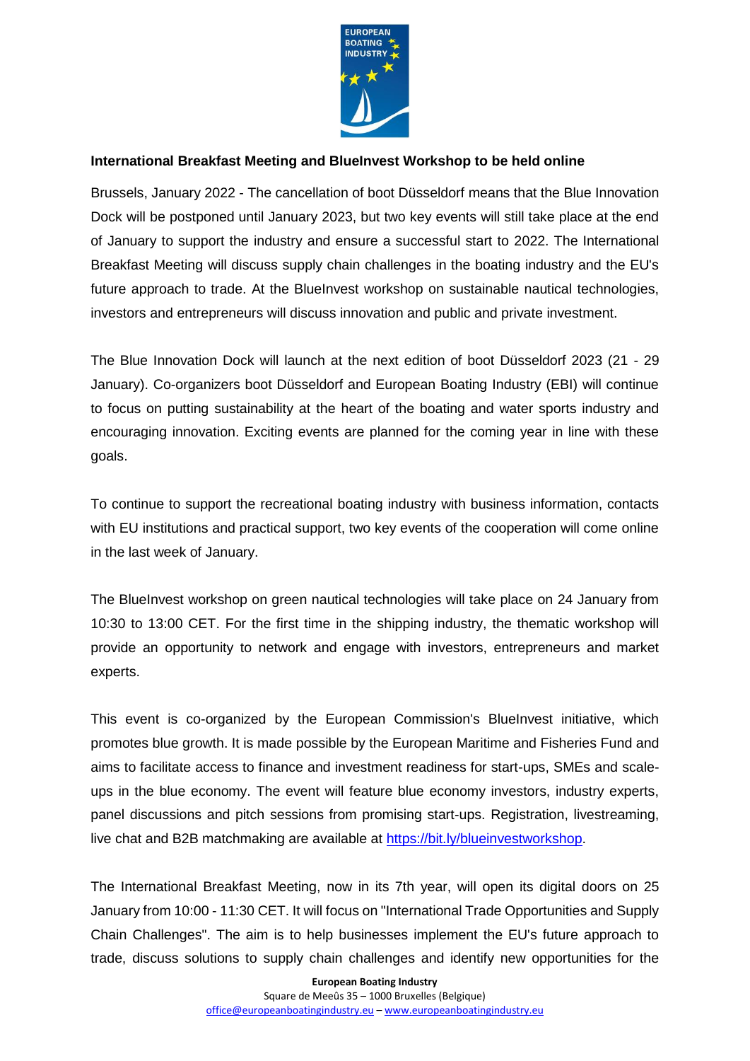**International Breakfast Meeting and BlueInvest Workshop to be held online**

Brussels, January 2022 - The cancellation of boot Düsseldorf means that the Blue Innovation Dock will be postponed until January 2023, but two key events will still take place at the end of January to support the industry and ensure a successful start to 2022. The International Breakfast Meeting will discuss supply chain challenges in the boating industry and the EU's future approach to trade. At the BlueInvest workshop on sustainable nautical technologies, investors and entrepreneurs will discuss innovation and public and private investment.

The Blue Innovation Dock will launch at the next edition of boot Düsseldorf 2023 (21 - 29 January). Co-organizers boot Düsseldorf and European Boating Industry (EBI) will continue to focus on putting sustainability at the heart of the boating and water sports industry and encouraging innovation. Exciting events are planned for the coming year in line with these goals.

To continue to support the recreational boating industry with business information, contacts with EU institutions and practical support, two key events of the cooperation will come online in the last week of January.

The BlueInvest workshop on green nautical technologies will take place on 24 January from 10:30 to 13:00 CET. For the first time in the shipping industry, the thematic workshop will provide an opportunity to network and engage with investors, entrepreneurs and market experts.

This event is co-organized by the European Commission's BlueInvest initiative, which promotes blue growth. It is made possible by the European Maritime and Fisheries Fund and aims to facilitate access to finance and investment readiness for start-ups, SMEs and scale-ups in the blue economy. The event will feature blue economy investors, industry experts, panel discussions and pitch sessions from promising start-ups. Registration, livestreaming, live chat and B2B matchmaking are available at https://bit.ly/blueinvestworkshop.

The International Breakfast Meeting, now in its 7th year, will open its digital doors on 25 January from 10:00 - 11:30 CET. It will focus on "International Trade Opportunities and Supply Chain Challenges". The aim is to help businesses implement the EU's future approach to trade, discuss solutions to supply chain challenges and identify new opportunities for the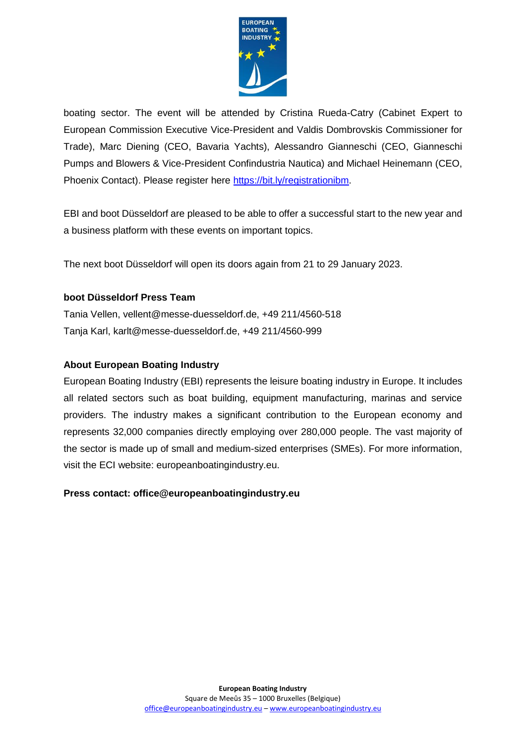boating sector. The event will be attended by Cristina Rueda-Catry (Cabinet Expert to European Commission Executive Vice-President and Valdis Dombrovskis Commissioner for Trade), Marc Diening (CEO, Bavaria Yachts), Alessandro Gianneschi (CEO, Gianneschi Pumps and Blowers & Vice-President Confindustria Nautica) and Michael Heinemann (CEO, Phoenix Contact). Please register here https://bit.ly/registrationibm.

EBI and boot Düsseldorf are pleased to be able to offer a successful start to the new year and a business platform with these events on important topics.

The next boot Düsseldorf will open its doors again from 21 to 29 January 2023.

**boot Düsseldorf Press Team**

Tania Vellen, vellent@messe-duesseldorf.de, +49 211/4560-518
Tanja Karl, karlt@messe-duesseldorf.de, +49 211/4560-999

**About European Boating Industry**

European Boating Industry (EBI) represents the leisure boating industry in Europe. It includes all related sectors such as boat building, equipment manufacturing, marinas and service providers. The industry makes a significant contribution to the European economy and represents 32,000 companies directly employing over 280,000 people. The vast majority of the sector is made up of small and medium-sized enterprises (SMEs). For more information, visit the ECI website: europeanboatingindustry.eu.

**Press contact: office@europeanboatingindustry.eu**

**European Boating Industry**
Square de Meeûs 35 – 1000 Bruxelles (Belgique)
office@europeanboatingindustry.eu – www.europeanboatingindustry.eu